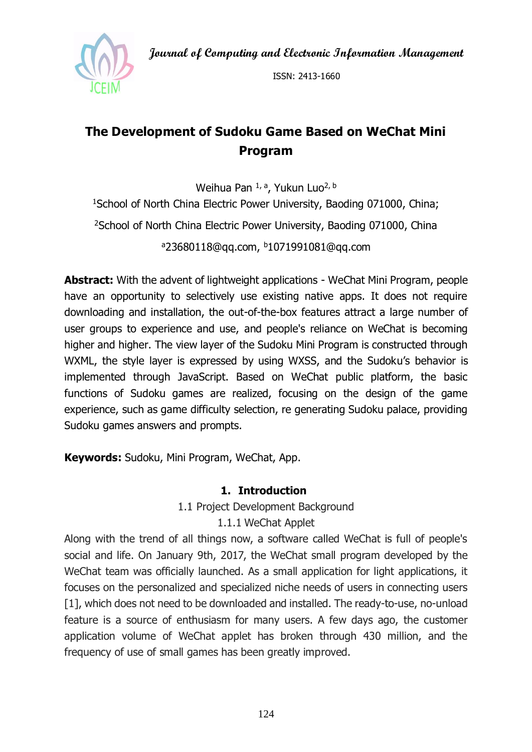# The Development of Sudoku Game Based on WeChat Mini Program

Weihua Pan [1, a], Yukun Luo[2, b]

[1]School of North China Electric Power University, Baoding 071000, China;

[2]School of North China Electric Power University, Baoding 071000, China

[a]23680118@qq.com, [b]1071991081@qq.com

**Abstract:** With the advent of lightweight applications - WeChat Mini Program, people have an opportunity to selectively use existing native apps. It does not require downloading and installation, the out-of-the-box features attract a large number of user groups to experience and use, and people's reliance on WeChat is becoming higher and higher. The view layer of the Sudoku Mini Program is constructed through WXML, the style layer is expressed by using WXSS, and the Sudoku's behavior is implemented through JavaScript. Based on WeChat public platform, the basic functions of Sudoku games are realized, focusing on the design of the game experience, such as game difficulty selection, re generating Sudoku palace, providing Sudoku games answers and prompts.

**Keywords:** Sudoku, Mini Program, WeChat, App.

## 1. Introduction

### 1.1 Project Development Background

#### 1.1.1 WeChat Applet

Along with the trend of all things now, a software called WeChat is full of people's social and life. On January 9th, 2017, the WeChat small program developed by the WeChat team was officially launched. As a small application for light applications, it focuses on the personalized and specialized niche needs of users in connecting users [1], which does not need to be downloaded and installed. The ready-to-use, no-unload feature is a source of enthusiasm for many users. A few days ago, the customer application volume of WeChat applet has broken through 430 million, and the frequency of use of small games has been greatly improved.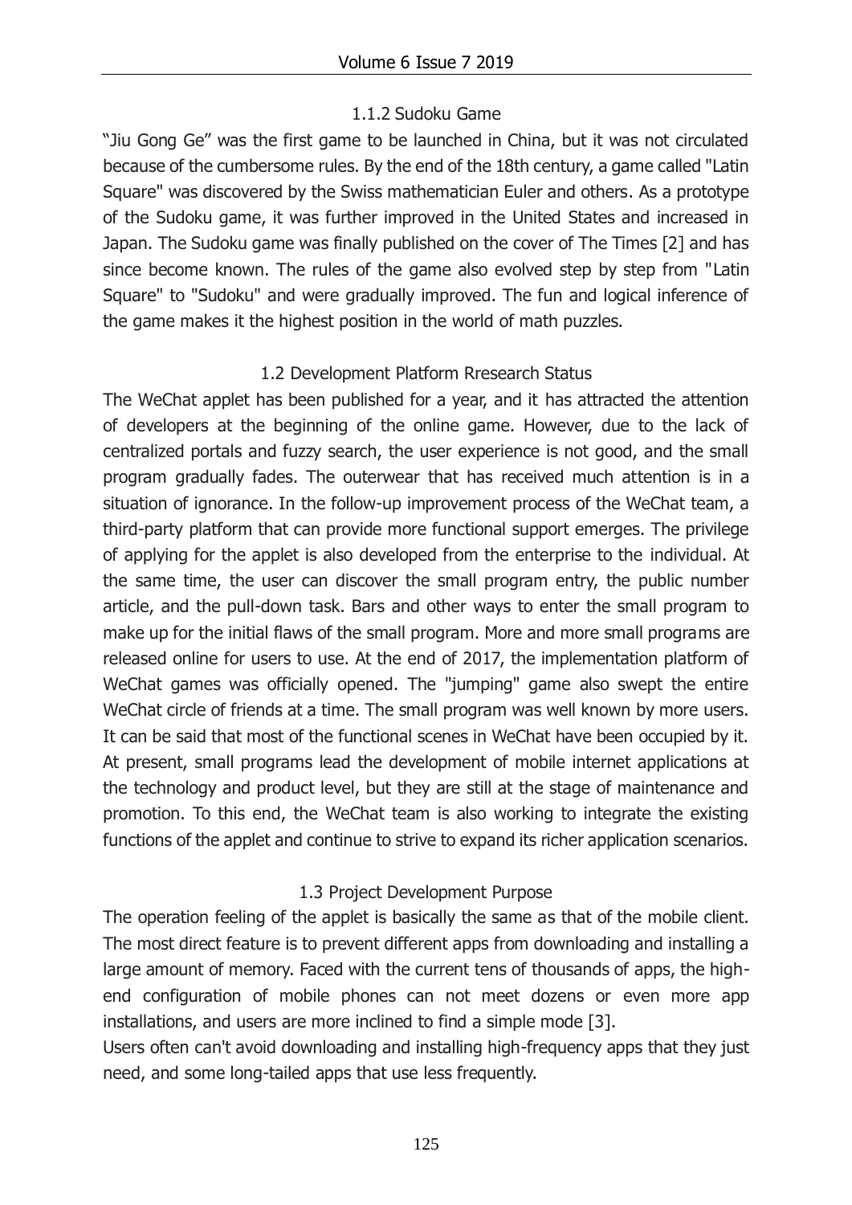#### 1.1.2 Sudoku Game

"Jiu Gong Ge" was the first game to be launched in China, but it was not circulated because of the cumbersome rules. By the end of the 18th century, a game called "Latin Square" was discovered by the Swiss mathematician Euler and others. As a prototype of the Sudoku game, it was further improved in the United States and increased in Japan. The Sudoku game was finally published on the cover of The Times [2] and has since become known. The rules of the game also evolved step by step from "Latin Square" to "Sudoku" and were gradually improved. The fun and logical inference of the game makes it the highest position in the world of math puzzles.

### 1.2 Development Platform Rresearch Status

The WeChat applet has been published for a year, and it has attracted the attention of developers at the beginning of the online game. However, due to the lack of centralized portals and fuzzy search, the user experience is not good, and the small program gradually fades. The outerwear that has received much attention is in a situation of ignorance. In the follow-up improvement process of the WeChat team, a third-party platform that can provide more functional support emerges. The privilege of applying for the applet is also developed from the enterprise to the individual. At the same time, the user can discover the small program entry, the public number article, and the pull-down task. Bars and other ways to enter the small program to make up for the initial flaws of the small program. More and more small programs are released online for users to use. At the end of 2017, the implementation platform of WeChat games was officially opened. The "jumping" game also swept the entire WeChat circle of friends at a time. The small program was well known by more users. It can be said that most of the functional scenes in WeChat have been occupied by it. At present, small programs lead the development of mobile internet applications at the technology and product level, but they are still at the stage of maintenance and promotion. To this end, the WeChat team is also working to integrate the existing functions of the applet and continue to strive to expand its richer application scenarios.

### 1.3 Project Development Purpose

The operation feeling of the applet is basically the same as that of the mobile client. The most direct feature is to prevent different apps from downloading and installing a large amount of memory. Faced with the current tens of thousands of apps, the high-end configuration of mobile phones can not meet dozens or even more app installations, and users are more inclined to find a simple mode [3].

Users often can't avoid downloading and installing high-frequency apps that they just need, and some long-tailed apps that use less frequently.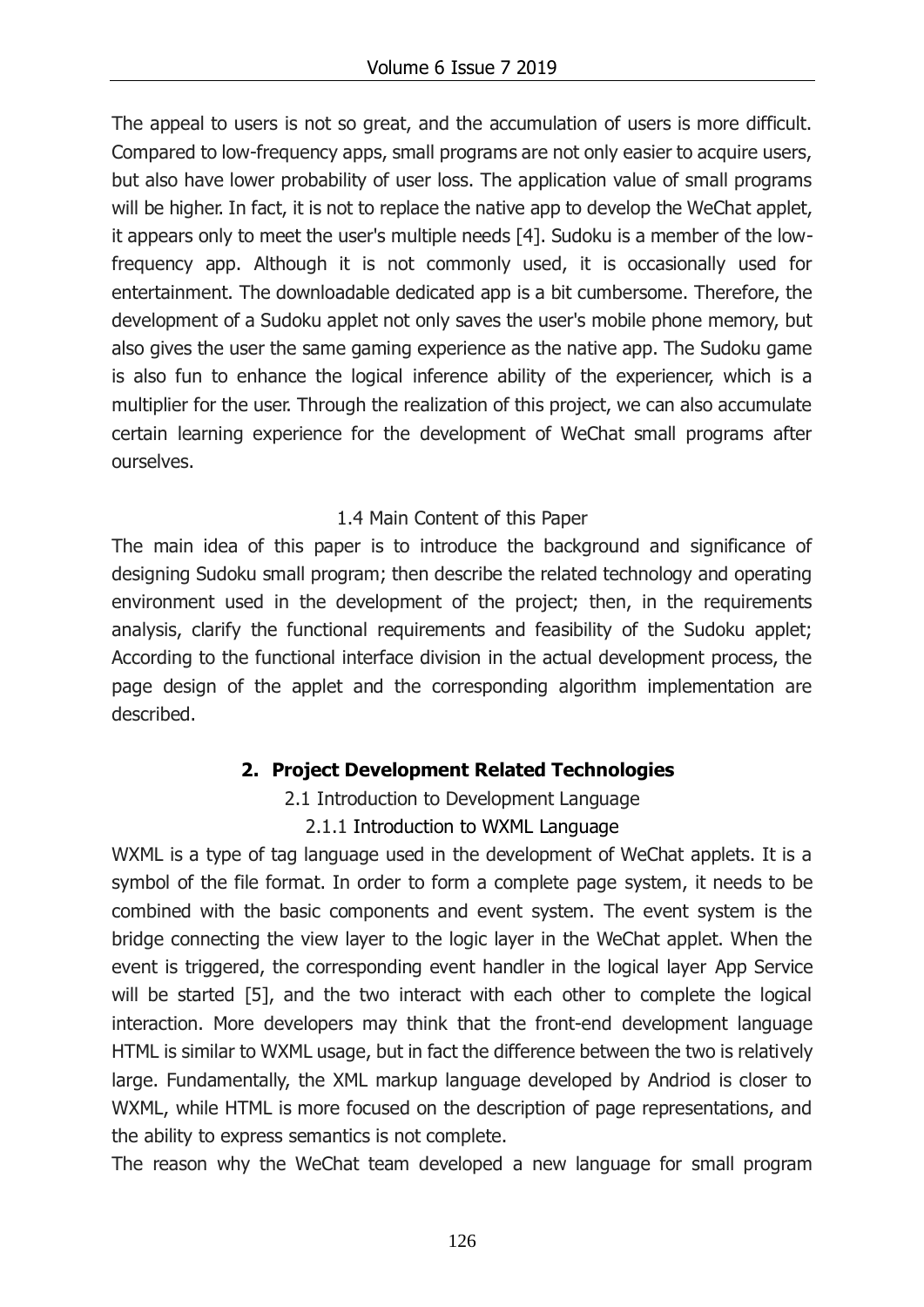The appeal to users is not so great, and the accumulation of users is more difficult. Compared to low-frequency apps, small programs are not only easier to acquire users, but also have lower probability of user loss. The application value of small programs will be higher. In fact, it is not to replace the native app to develop the WeChat applet, it appears only to meet the user's multiple needs [4]. Sudoku is a member of the low-frequency app. Although it is not commonly used, it is occasionally used for entertainment. The downloadable dedicated app is a bit cumbersome. Therefore, the development of a Sudoku applet not only saves the user's mobile phone memory, but also gives the user the same gaming experience as the native app. The Sudoku game is also fun to enhance the logical inference ability of the experiencer, which is a multiplier for the user. Through the realization of this project, we can also accumulate certain learning experience for the development of WeChat small programs after ourselves.

### 1.4 Main Content of this Paper

The main idea of this paper is to introduce the background and significance of designing Sudoku small program; then describe the related technology and operating environment used in the development of the project; then, in the requirements analysis, clarify the functional requirements and feasibility of the Sudoku applet; According to the functional interface division in the actual development process, the page design of the applet and the corresponding algorithm implementation are described.

## 2. Project Development Related Technologies

### 2.1 Introduction to Development Language

#### 2.1.1 Introduction to WXML Language

WXML is a type of tag language used in the development of WeChat applets. It is a symbol of the file format. In order to form a complete page system, it needs to be combined with the basic components and event system. The event system is the bridge connecting the view layer to the logic layer in the WeChat applet. When the event is triggered, the corresponding event handler in the logical layer App Service will be started [5], and the two interact with each other to complete the logical interaction. More developers may think that the front-end development language HTML is similar to WXML usage, but in fact the difference between the two is relatively large. Fundamentally, the XML markup language developed by Andriod is closer to WXML, while HTML is more focused on the description of page representations, and the ability to express semantics is not complete.

The reason why the WeChat team developed a new language for small program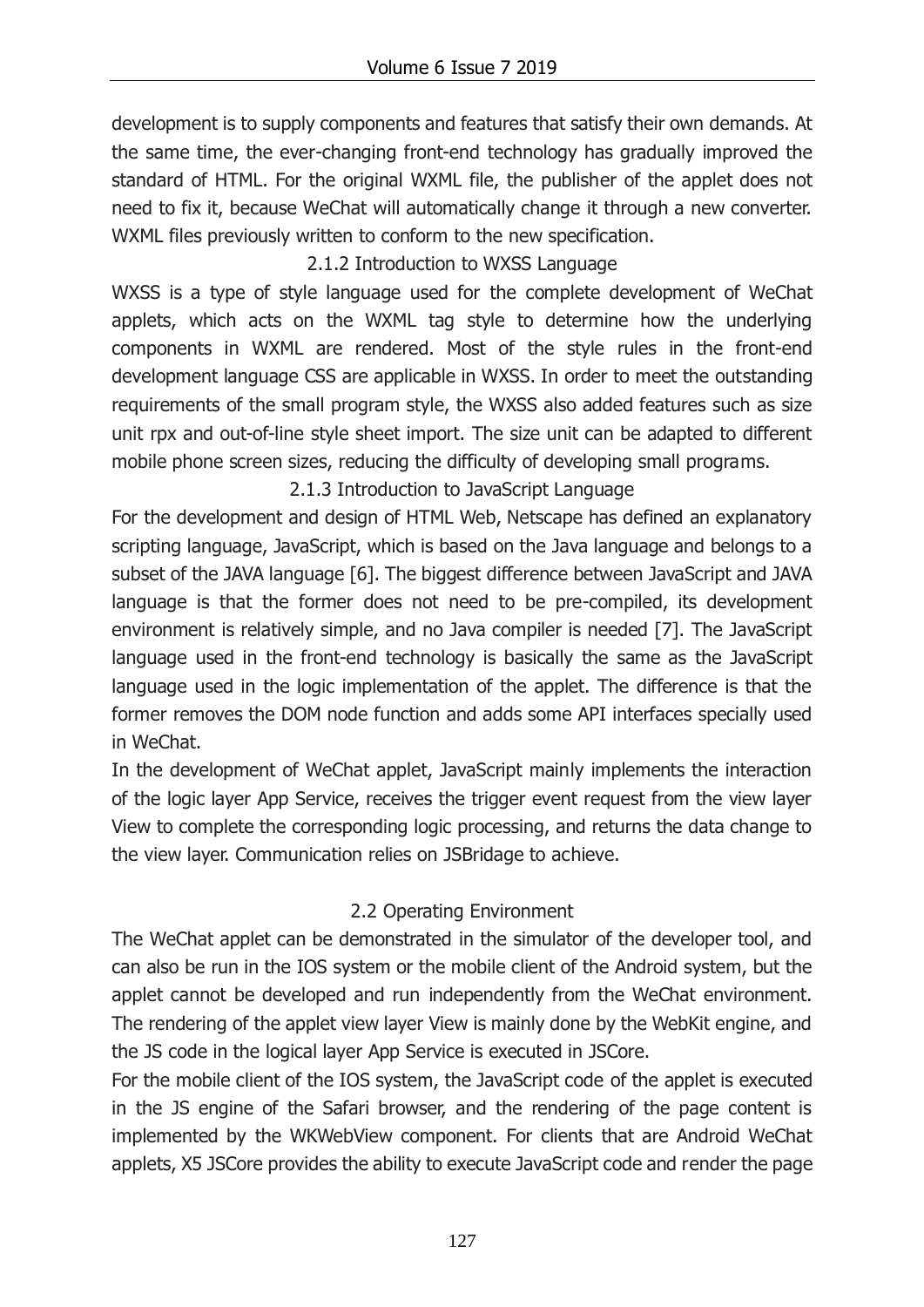development is to supply components and features that satisfy their own demands. At the same time, the ever-changing front-end technology has gradually improved the standard of HTML. For the original WXML file, the publisher of the applet does not need to fix it, because WeChat will automatically change it through a new converter. WXML files previously written to conform to the new specification.

#### 2.1.2 Introduction to WXSS Language

WXSS is a type of style language used for the complete development of WeChat applets, which acts on the WXML tag style to determine how the underlying components in WXML are rendered. Most of the style rules in the front-end development language CSS are applicable in WXSS. In order to meet the outstanding requirements of the small program style, the WXSS also added features such as size unit rpx and out-of-line style sheet import. The size unit can be adapted to different mobile phone screen sizes, reducing the difficulty of developing small programs.

#### 2.1.3 Introduction to JavaScript Language

For the development and design of HTML Web, Netscape has defined an explanatory scripting language, JavaScript, which is based on the Java language and belongs to a subset of the JAVA language [6]. The biggest difference between JavaScript and JAVA language is that the former does not need to be pre-compiled, its development environment is relatively simple, and no Java compiler is needed [7]. The JavaScript language used in the front-end technology is basically the same as the JavaScript language used in the logic implementation of the applet. The difference is that the former removes the DOM node function and adds some API interfaces specially used in WeChat.

In the development of WeChat applet, JavaScript mainly implements the interaction of the logic layer App Service, receives the trigger event request from the view layer View to complete the corresponding logic processing, and returns the data change to the view layer. Communication relies on JSBridage to achieve.

### 2.2 Operating Environment

The WeChat applet can be demonstrated in the simulator of the developer tool, and can also be run in the IOS system or the mobile client of the Android system, but the applet cannot be developed and run independently from the WeChat environment. The rendering of the applet view layer View is mainly done by the WebKit engine, and the JS code in the logical layer App Service is executed in JSCore.

For the mobile client of the IOS system, the JavaScript code of the applet is executed in the JS engine of the Safari browser, and the rendering of the page content is implemented by the WKWebView component. For clients that are Android WeChat applets, X5 JSCore provides the ability to execute JavaScript code and render the page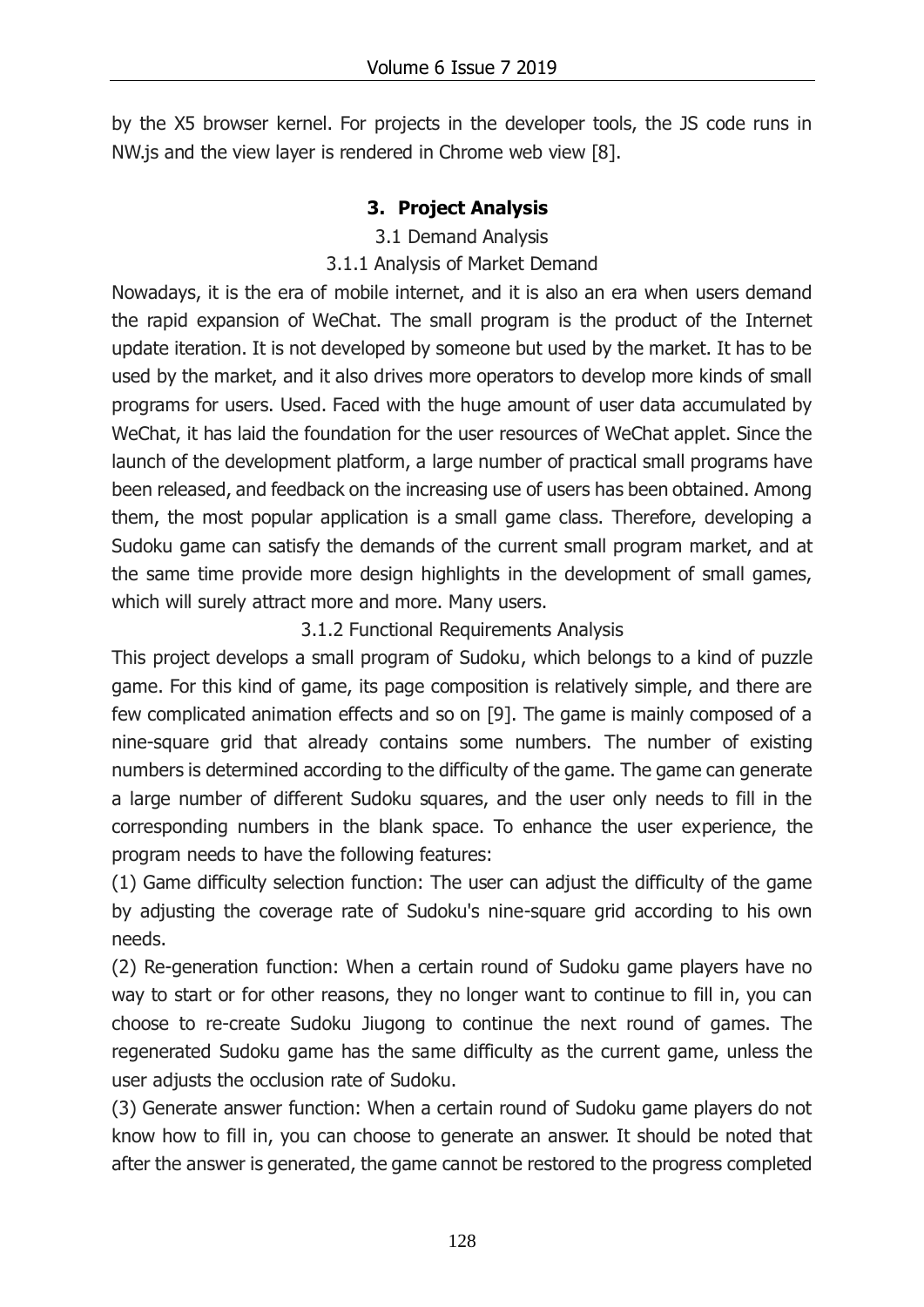by the X5 browser kernel. For projects in the developer tools, the JS code runs in NW.js and the view layer is rendered in Chrome web view [8].

## 3. Project Analysis

### 3.1 Demand Analysis

#### 3.1.1 Analysis of Market Demand

Nowadays, it is the era of mobile internet, and it is also an era when users demand the rapid expansion of WeChat. The small program is the product of the Internet update iteration. It is not developed by someone but used by the market. It has to be used by the market, and it also drives more operators to develop more kinds of small programs for users. Used. Faced with the huge amount of user data accumulated by WeChat, it has laid the foundation for the user resources of WeChat applet. Since the launch of the development platform, a large number of practical small programs have been released, and feedback on the increasing use of users has been obtained. Among them, the most popular application is a small game class. Therefore, developing a Sudoku game can satisfy the demands of the current small program market, and at the same time provide more design highlights in the development of small games, which will surely attract more and more. Many users.

#### 3.1.2 Functional Requirements Analysis

This project develops a small program of Sudoku, which belongs to a kind of puzzle game. For this kind of game, its page composition is relatively simple, and there are few complicated animation effects and so on [9]. The game is mainly composed of a nine-square grid that already contains some numbers. The number of existing numbers is determined according to the difficulty of the game. The game can generate a large number of different Sudoku squares, and the user only needs to fill in the corresponding numbers in the blank space. To enhance the user experience, the program needs to have the following features:

(1) Game difficulty selection function: The user can adjust the difficulty of the game by adjusting the coverage rate of Sudoku's nine-square grid according to his own needs.

(2) Re-generation function: When a certain round of Sudoku game players have no way to start or for other reasons, they no longer want to continue to fill in, you can choose to re-create Sudoku Jiugong to continue the next round of games. The regenerated Sudoku game has the same difficulty as the current game, unless the user adjusts the occlusion rate of Sudoku.

(3) Generate answer function: When a certain round of Sudoku game players do not know how to fill in, you can choose to generate an answer. It should be noted that after the answer is generated, the game cannot be restored to the progress completed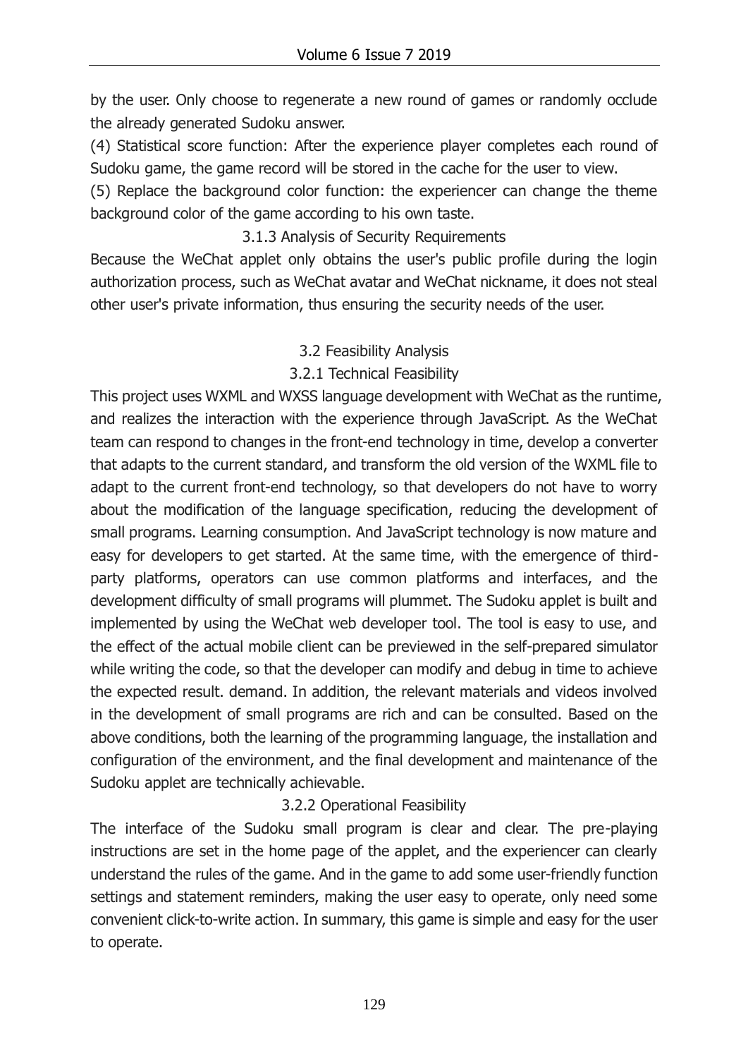by the user. Only choose to regenerate a new round of games or randomly occlude the already generated Sudoku answer.

(4) Statistical score function: After the experience player completes each round of Sudoku game, the game record will be stored in the cache for the user to view.

(5) Replace the background color function: the experiencer can change the theme background color of the game according to his own taste.

### 3.1.3 Analysis of Security Requirements

Because the WeChat applet only obtains the user's public profile during the login authorization process, such as WeChat avatar and WeChat nickname, it does not steal other user's private information, thus ensuring the security needs of the user.

## 3.2 Feasibility Analysis

### 3.2.1 Technical Feasibility

This project uses WXML and WXSS language development with WeChat as the runtime, and realizes the interaction with the experience through JavaScript. As the WeChat team can respond to changes in the front-end technology in time, develop a converter that adapts to the current standard, and transform the old version of the WXML file to adapt to the current front-end technology, so that developers do not have to worry about the modification of the language specification, reducing the development of small programs. Learning consumption. And JavaScript technology is now mature and easy for developers to get started. At the same time, with the emergence of third-party platforms, operators can use common platforms and interfaces, and the development difficulty of small programs will plummet. The Sudoku applet is built and implemented by using the WeChat web developer tool. The tool is easy to use, and the effect of the actual mobile client can be previewed in the self-prepared simulator while writing the code, so that the developer can modify and debug in time to achieve the expected result. demand. In addition, the relevant materials and videos involved in the development of small programs are rich and can be consulted. Based on the above conditions, both the learning of the programming language, the installation and configuration of the environment, and the final development and maintenance of the Sudoku applet are technically achievable.

### 3.2.2 Operational Feasibility

The interface of the Sudoku small program is clear and clear. The pre-playing instructions are set in the home page of the applet, and the experiencer can clearly understand the rules of the game. And in the game to add some user-friendly function settings and statement reminders, making the user easy to operate, only need some convenient click-to-write action. In summary, this game is simple and easy for the user to operate.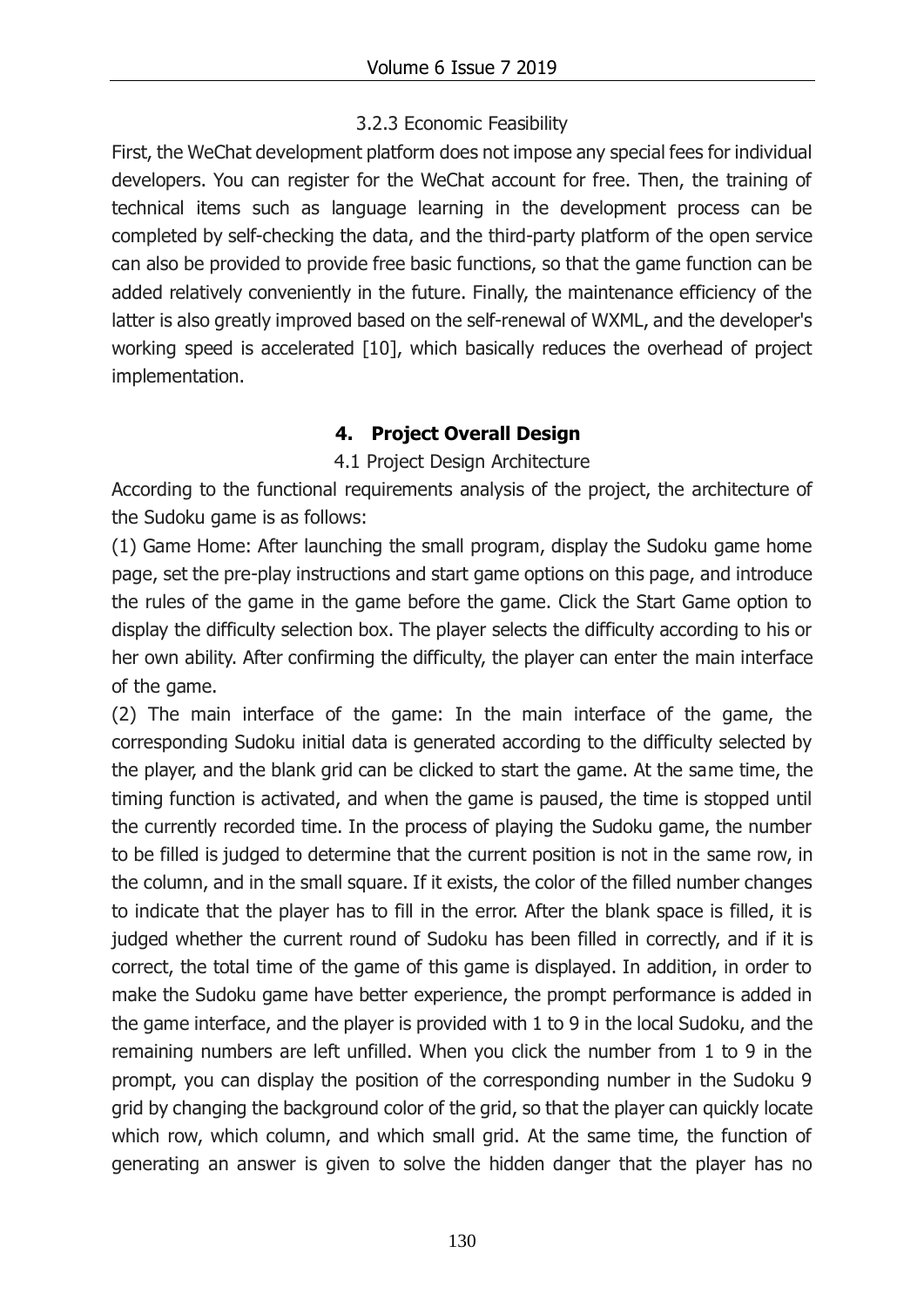#### 3.2.3 Economic Feasibility

First, the WeChat development platform does not impose any special fees for individual developers. You can register for the WeChat account for free. Then, the training of technical items such as language learning in the development process can be completed by self-checking the data, and the third-party platform of the open service can also be provided to provide free basic functions, so that the game function can be added relatively conveniently in the future. Finally, the maintenance efficiency of the latter is also greatly improved based on the self-renewal of WXML, and the developer's working speed is accelerated [10], which basically reduces the overhead of project implementation.

## 4. Project Overall Design

### 4.1 Project Design Architecture

According to the functional requirements analysis of the project, the architecture of the Sudoku game is as follows:

(1) Game Home: After launching the small program, display the Sudoku game home page, set the pre-play instructions and start game options on this page, and introduce the rules of the game in the game before the game. Click the Start Game option to display the difficulty selection box. The player selects the difficulty according to his or her own ability. After confirming the difficulty, the player can enter the main interface of the game.

(2) The main interface of the game: In the main interface of the game, the corresponding Sudoku initial data is generated according to the difficulty selected by the player, and the blank grid can be clicked to start the game. At the same time, the timing function is activated, and when the game is paused, the time is stopped until the currently recorded time. In the process of playing the Sudoku game, the number to be filled is judged to determine that the current position is not in the same row, in the column, and in the small square. If it exists, the color of the filled number changes to indicate that the player has to fill in the error. After the blank space is filled, it is judged whether the current round of Sudoku has been filled in correctly, and if it is correct, the total time of the game of this game is displayed. In addition, in order to make the Sudoku game have better experience, the prompt performance is added in the game interface, and the player is provided with 1 to 9 in the local Sudoku, and the remaining numbers are left unfilled. When you click the number from 1 to 9 in the prompt, you can display the position of the corresponding number in the Sudoku 9 grid by changing the background color of the grid, so that the player can quickly locate which row, which column, and which small grid. At the same time, the function of generating an answer is given to solve the hidden danger that the player has no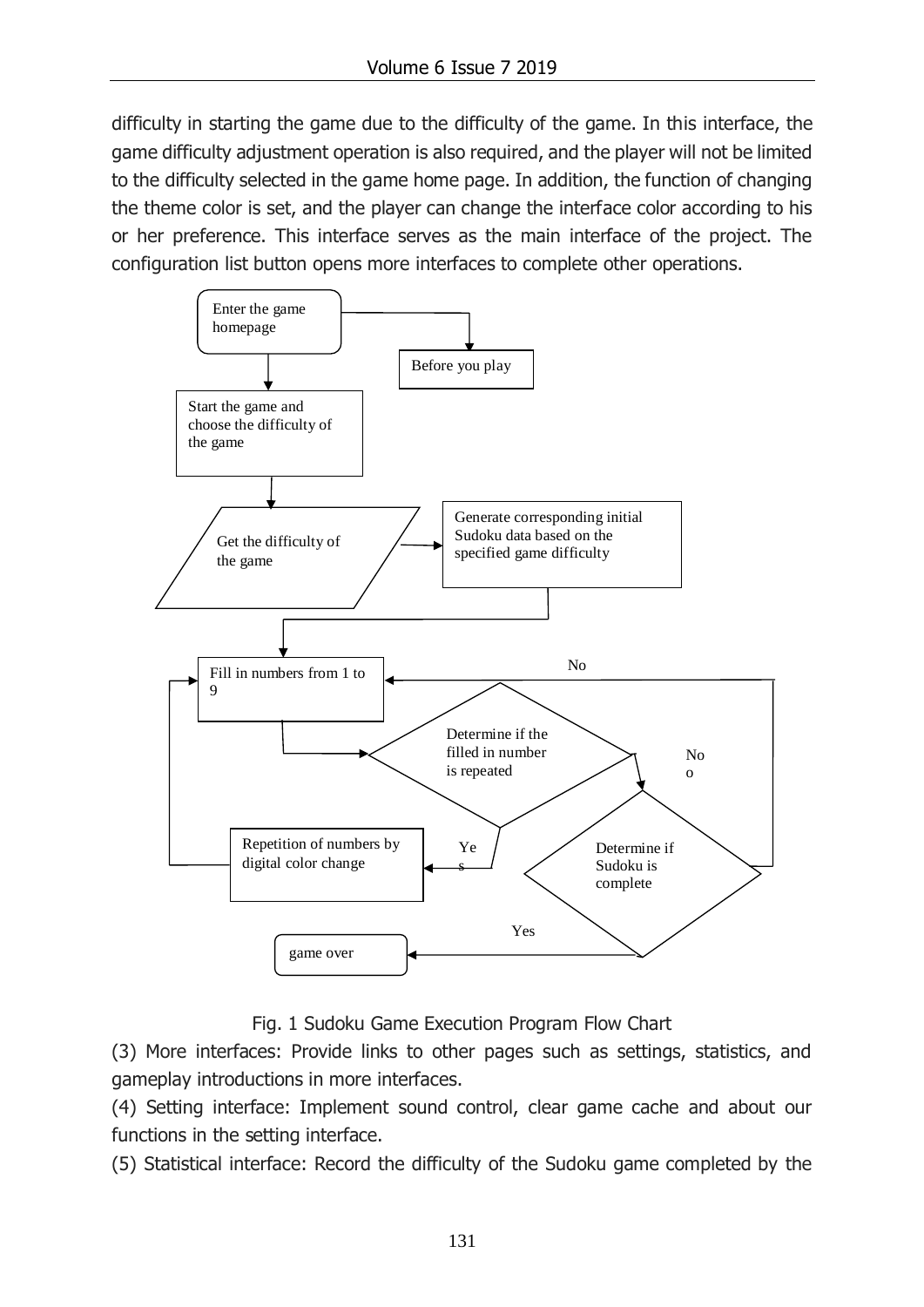difficulty in starting the game due to the difficulty of the game. In this interface, the game difficulty adjustment operation is also required, and the player will not be limited to the difficulty selected in the game home page. In addition, the function of changing the theme color is set, and the player can change the interface color according to his or her preference. This interface serves as the main interface of the project. The configuration list button opens more interfaces to complete other operations.

Enter the game homepage

Before you play

Start the game and choose the difficulty of the game

Get the difficulty of the game

Generate corresponding initial Sudoku data based on the specified game difficulty

Fill in numbers from 1 to 9

No

Determine if the filled in number is repeated

No

Repetition of numbers by digital color change

Yes

Determine if Sudoku is complete

Yes

game over

Fig. 1 Sudoku Game Execution Program Flow Chart

(3) More interfaces: Provide links to other pages such as settings, statistics, and gameplay introductions in more interfaces.

(4) Setting interface: Implement sound control, clear game cache and about our functions in the setting interface.

(5) Statistical interface: Record the difficulty of the Sudoku game completed by the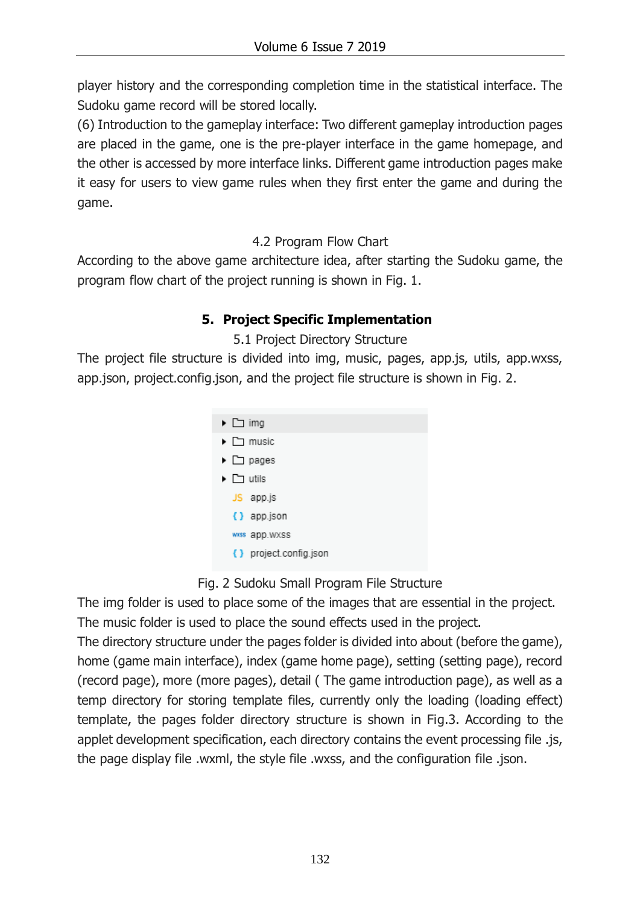player history and the corresponding completion time in the statistical interface. The Sudoku game record will be stored locally.

(6) Introduction to the gameplay interface: Two different gameplay introduction pages are placed in the game, one is the pre-player interface in the game homepage, and the other is accessed by more interface links. Different game introduction pages make it easy for users to view game rules when they first enter the game and during the game.

### 4.2 Program Flow Chart

According to the above game architecture idea, after starting the Sudoku game, the program flow chart of the project running is shown in Fig. 1.

## 5. Project Specific Implementation

### 5.1 Project Directory Structure

The project file structure is divided into img, music, pages, app.js, utils, app.wxss, app.json, project.config.json, and the project file structure is shown in Fig. 2.

```
▸ img
▸ music
▸ pages
▸ utils
  app.js
  app.json
  app.wxss
  project.config.json
```

Fig. 2 Sudoku Small Program File Structure

The img folder is used to place some of the images that are essential in the project.

The music folder is used to place the sound effects used in the project.

The directory structure under the pages folder is divided into about (before the game), home (game main interface), index (game home page), setting (setting page), record (record page), more (more pages), detail ( The game introduction page), as well as a temp directory for storing template files, currently only the loading (loading effect) template, the pages folder directory structure is shown in Fig.3. According to the applet development specification, each directory contains the event processing file .js, the page display file .wxml, the style file .wxss, and the configuration file .json.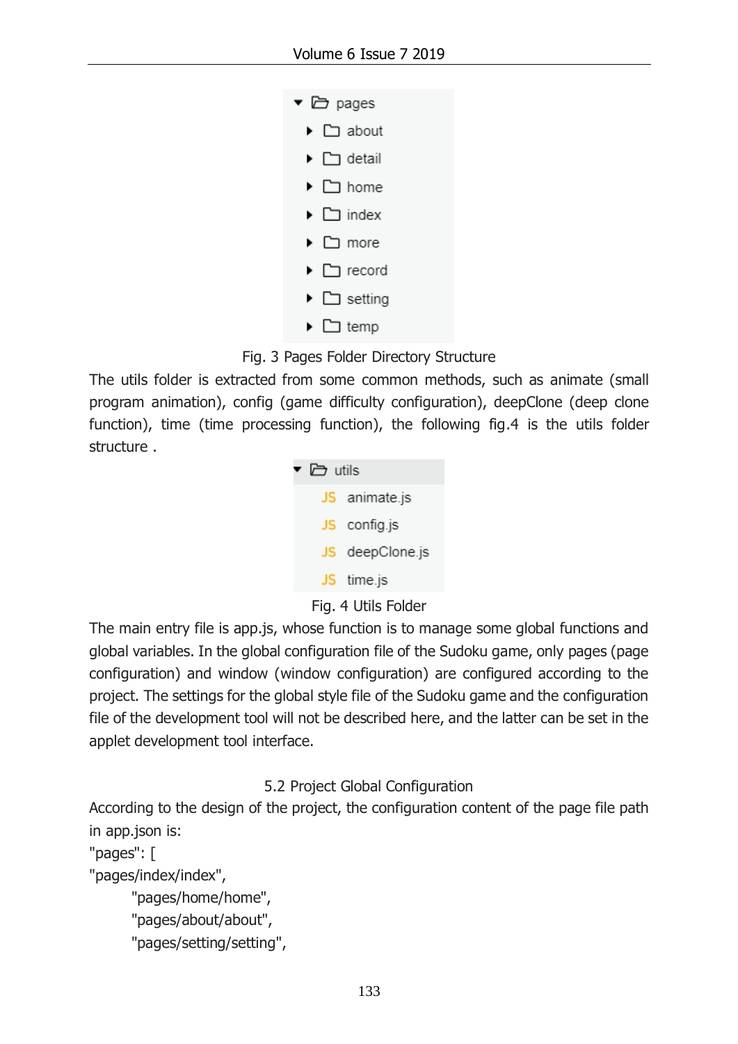pages
- about
- detail
- home
- index
- more
- record
- setting
- temp

Fig. 3 Pages Folder Directory Structure

The utils folder is extracted from some common methods, such as animate (small program animation), config (game difficulty configuration), deepClone (deep clone function), time (time processing function), the following fig.4 is the utils folder structure .

utils
- animate.js
- config.js
- deepClone.js
- time.js

Fig. 4 Utils Folder

The main entry file is app.js, whose function is to manage some global functions and global variables. In the global configuration file of the Sudoku game, only pages (page configuration) and window (window configuration) are configured according to the project. The settings for the global style file of the Sudoku game and the configuration file of the development tool will not be described here, and the latter can be set in the applet development tool interface.

## 5.2 Project Global Configuration

According to the design of the project, the configuration content of the page file path in app.json is:

```
"pages": [
"pages/index/index",
        "pages/home/home",
        "pages/about/about",
        "pages/setting/setting",
```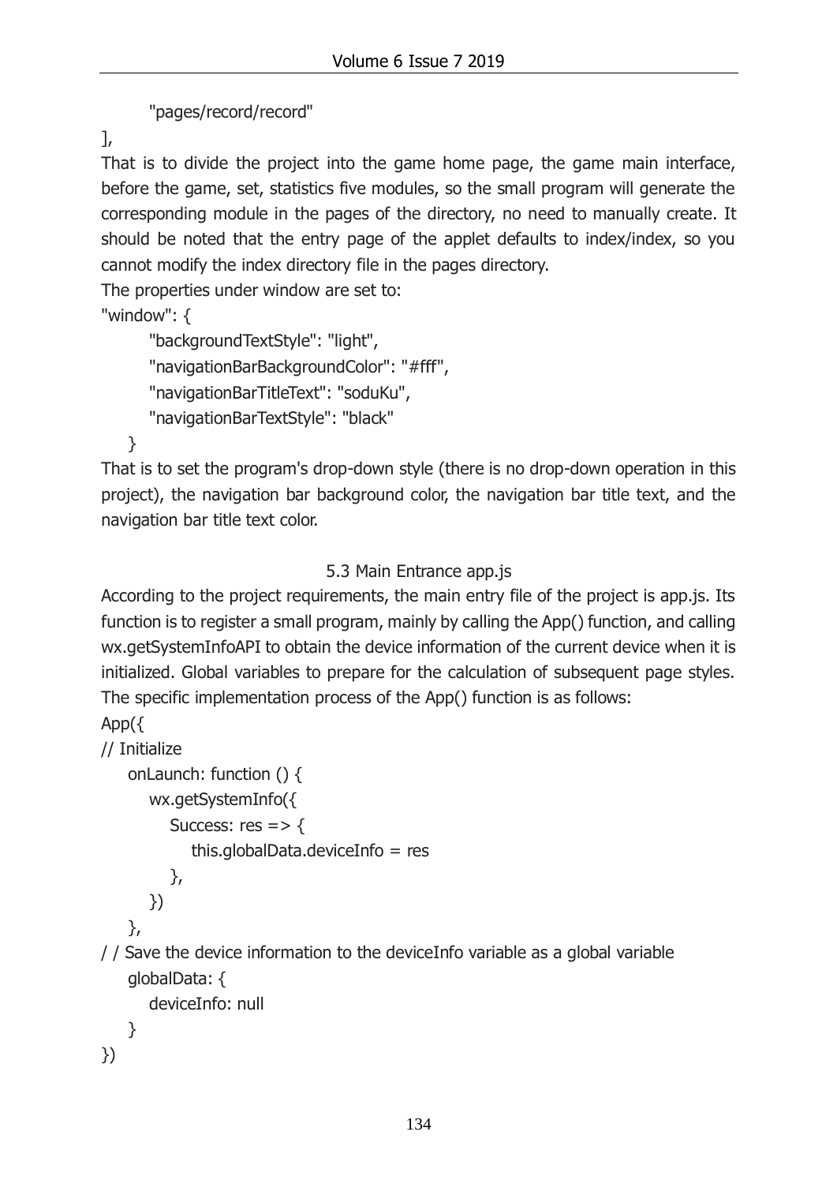```
    "pages/record/record"
],
```

That is to divide the project into the game home page, the game main interface, before the game, set, statistics five modules, so the small program will generate the corresponding module in the pages of the directory, no need to manually create. It should be noted that the entry page of the applet defaults to index/index, so you cannot modify the index directory file in the pages directory.

The properties under window are set to:

```
"window": {
    "backgroundTextStyle": "light",
    "navigationBarBackgroundColor": "#fff",
    "navigationBarTitleText": "soduKu",
    "navigationBarTextStyle": "black"
  }
```

That is to set the program's drop-down style (there is no drop-down operation in this project), the navigation bar background color, the navigation bar title text, and the navigation bar title text color.

### 5.3 Main Entrance app.js

According to the project requirements, the main entry file of the project is app.js. Its function is to register a small program, mainly by calling the App() function, and calling wx.getSystemInfoAPI to obtain the device information of the current device when it is initialized. Global variables to prepare for the calculation of subsequent page styles. The specific implementation process of the App() function is as follows:

```
App({
// Initialize
  onLaunch: function () {
    wx.getSystemInfo({
      Success: res => {
        this.globalData.deviceInfo = res
      },
    })
  },
/ / Save the device information to the deviceInfo variable as a global variable
  globalData: {
    deviceInfo: null
  }
})
```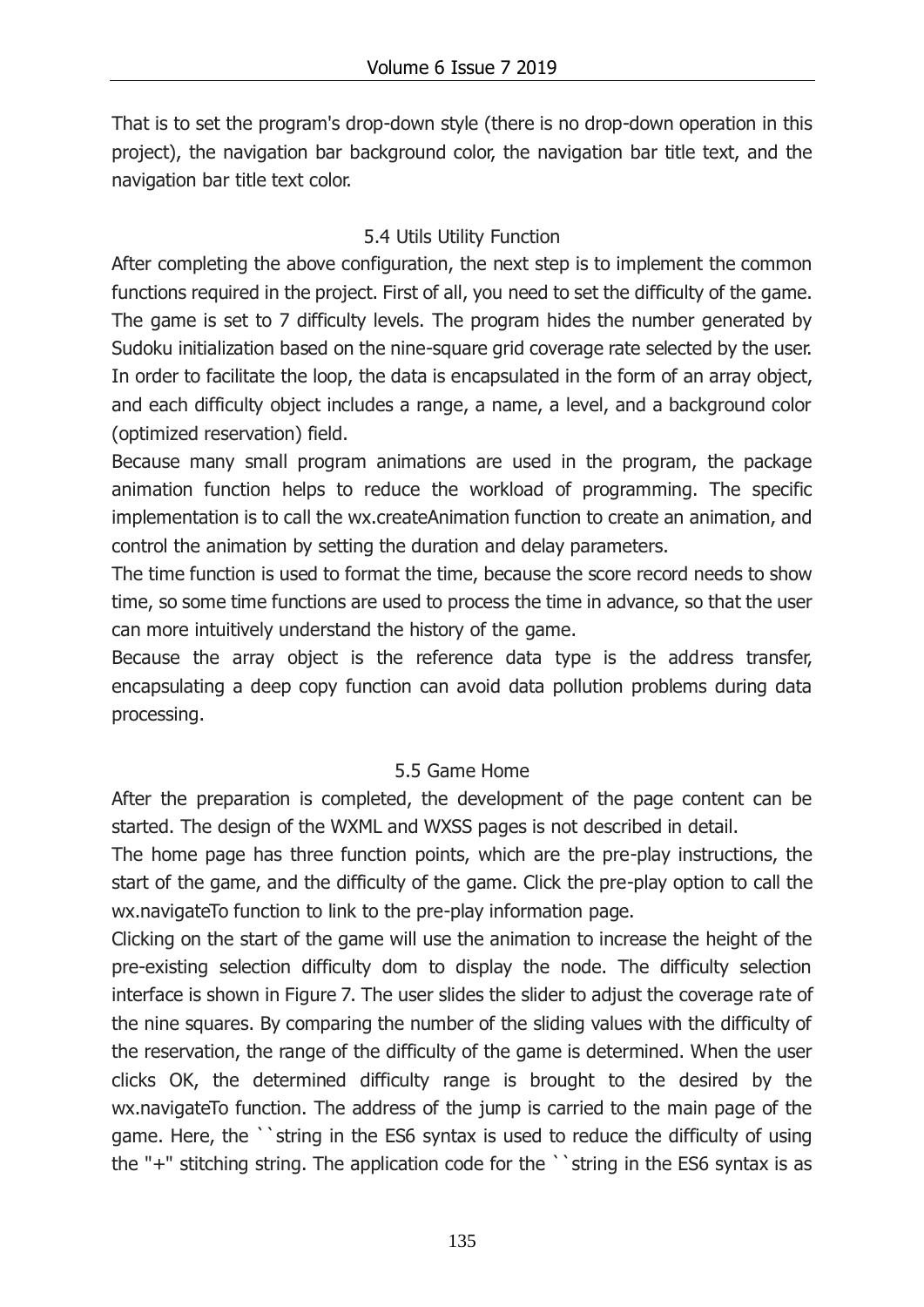That is to set the program's drop-down style (there is no drop-down operation in this project), the navigation bar background color, the navigation bar title text, and the navigation bar title text color.

### 5.4 Utils Utility Function

After completing the above configuration, the next step is to implement the common functions required in the project. First of all, you need to set the difficulty of the game. The game is set to 7 difficulty levels. The program hides the number generated by Sudoku initialization based on the nine-square grid coverage rate selected by the user. In order to facilitate the loop, the data is encapsulated in the form of an array object, and each difficulty object includes a range, a name, a level, and a background color (optimized reservation) field.

Because many small program animations are used in the program, the package animation function helps to reduce the workload of programming. The specific implementation is to call the wx.createAnimation function to create an animation, and control the animation by setting the duration and delay parameters.

The time function is used to format the time, because the score record needs to show time, so some time functions are used to process the time in advance, so that the user can more intuitively understand the history of the game.

Because the array object is the reference data type is the address transfer, encapsulating a deep copy function can avoid data pollution problems during data processing.

### 5.5 Game Home

After the preparation is completed, the development of the page content can be started. The design of the WXML and WXSS pages is not described in detail.

The home page has three function points, which are the pre-play instructions, the start of the game, and the difficulty of the game. Click the pre-play option to call the wx.navigateTo function to link to the pre-play information page.

Clicking on the start of the game will use the animation to increase the height of the pre-existing selection difficulty dom to display the node. The difficulty selection interface is shown in Figure 7. The user slides the slider to adjust the coverage rate of the nine squares. By comparing the number of the sliding values with the difficulty of the reservation, the range of the difficulty of the game is determined. When the user clicks OK, the determined difficulty range is brought to the desired by the wx.navigateTo function. The address of the jump is carried to the main page of the game. Here, the ``string in the ES6 syntax is used to reduce the difficulty of using the "+" stitching string. The application code for the ``string in the ES6 syntax is as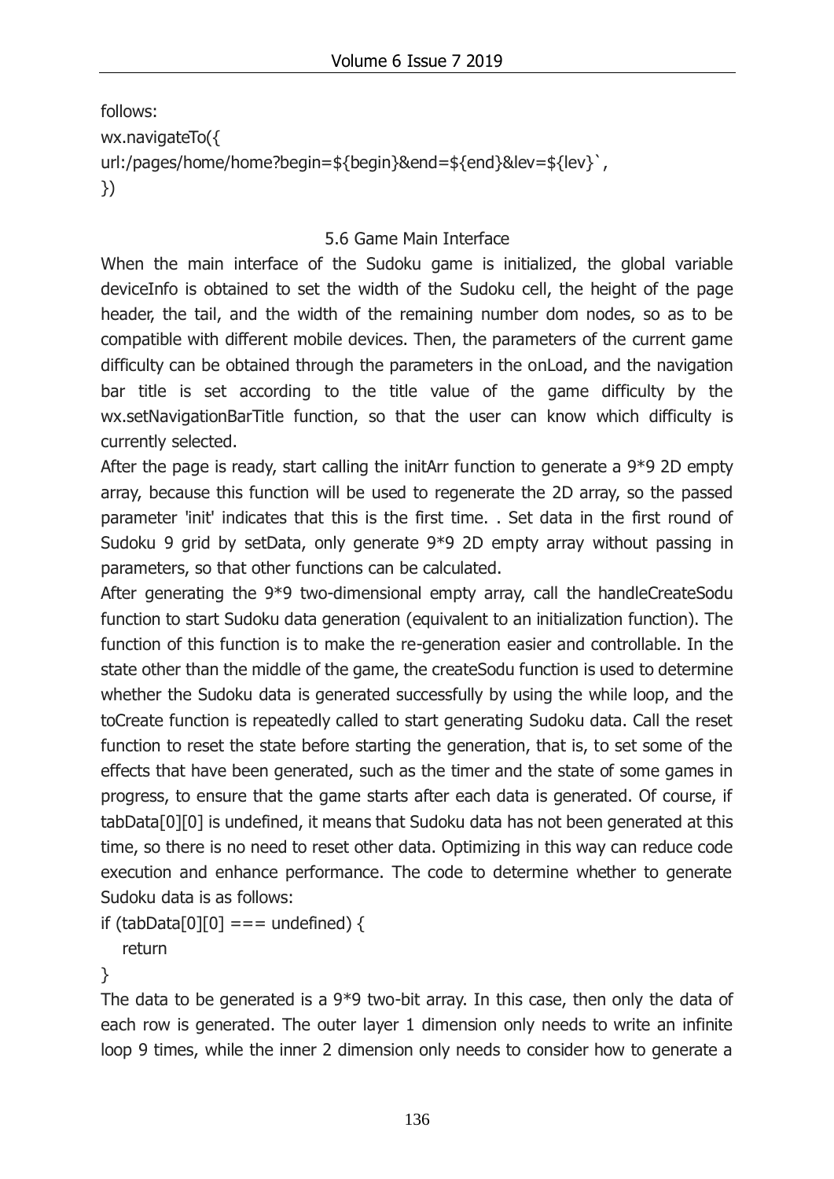follows:

```
wx.navigateTo({
url:/pages/home/home?begin=${begin}&end=${end}&lev=${lev}`,
})
```

### 5.6 Game Main Interface

When the main interface of the Sudoku game is initialized, the global variable deviceInfo is obtained to set the width of the Sudoku cell, the height of the page header, the tail, and the width of the remaining number dom nodes, so as to be compatible with different mobile devices. Then, the parameters of the current game difficulty can be obtained through the parameters in the onLoad, and the navigation bar title is set according to the title value of the game difficulty by the wx.setNavigationBarTitle function, so that the user can know which difficulty is currently selected.

After the page is ready, start calling the initArr function to generate a 9*9 2D empty array, because this function will be used to regenerate the 2D array, so the passed parameter 'init' indicates that this is the first time. . Set data in the first round of Sudoku 9 grid by setData, only generate 9*9 2D empty array without passing in parameters, so that other functions can be calculated.

After generating the 9*9 two-dimensional empty array, call the handleCreateSodu function to start Sudoku data generation (equivalent to an initialization function). The function of this function is to make the re-generation easier and controllable. In the state other than the middle of the game, the createSodu function is used to determine whether the Sudoku data is generated successfully by using the while loop, and the toCreate function is repeatedly called to start generating Sudoku data. Call the reset function to reset the state before starting the generation, that is, to set some of the effects that have been generated, such as the timer and the state of some games in progress, to ensure that the game starts after each data is generated. Of course, if tabData[0][0] is undefined, it means that Sudoku data has not been generated at this time, so there is no need to reset other data. Optimizing in this way can reduce code execution and enhance performance. The code to determine whether to generate Sudoku data is as follows:

```
if (tabData[0][0] === undefined) {
   return
}
```

The data to be generated is a 9*9 two-bit array. In this case, then only the data of each row is generated. The outer layer 1 dimension only needs to write an infinite loop 9 times, while the inner 2 dimension only needs to consider how to generate a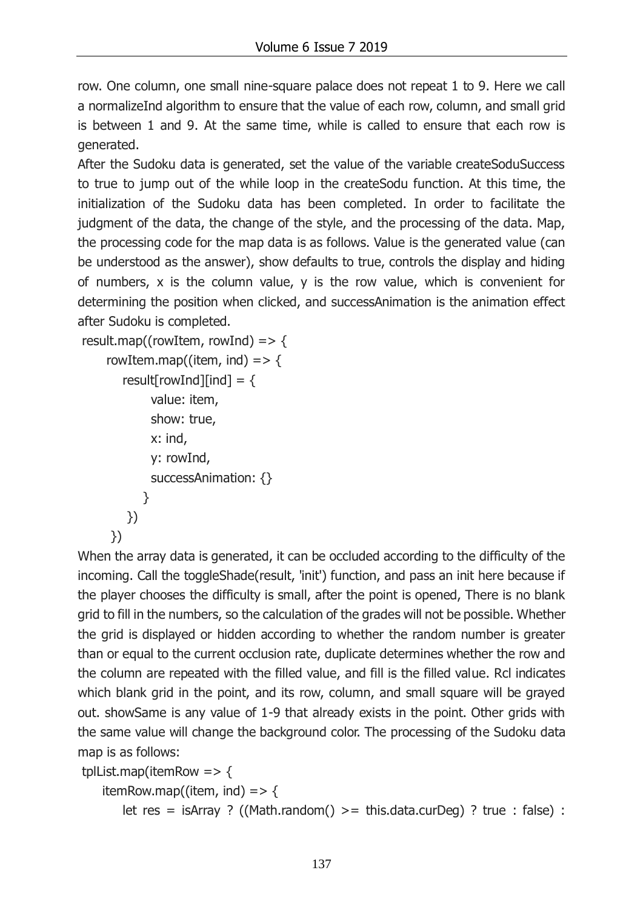row. One column, one small nine-square palace does not repeat 1 to 9. Here we call a normalizeInd algorithm to ensure that the value of each row, column, and small grid is between 1 and 9. At the same time, while is called to ensure that each row is generated.

After the Sudoku data is generated, set the value of the variable createSoduSuccess to true to jump out of the while loop in the createSodu function. At this time, the initialization of the Sudoku data has been completed. In order to facilitate the judgment of the data, the change of the style, and the processing of the data. Map, the processing code for the map data is as follows. Value is the generated value (can be understood as the answer), show defaults to true, controls the display and hiding of numbers, x is the column value, y is the row value, which is convenient for determining the position when clicked, and successAnimation is the animation effect after Sudoku is completed.

```
result.map((rowItem, rowInd) => {
    rowItem.map((item, ind) => {
      result[rowInd][ind] = {
          value: item,
          show: true,
          x: ind,
          y: rowInd,
          successAnimation: {}
        }
     })
   })
```

When the array data is generated, it can be occluded according to the difficulty of the incoming. Call the toggleShade(result, 'init') function, and pass an init here because if the player chooses the difficulty is small, after the point is opened, There is no blank grid to fill in the numbers, so the calculation of the grades will not be possible. Whether the grid is displayed or hidden according to whether the random number is greater than or equal to the current occlusion rate, duplicate determines whether the row and the column are repeated with the filled value, and fill is the filled value. Rcl indicates which blank grid in the point, and its row, column, and small square will be grayed out. showSame is any value of 1-9 that already exists in the point. Other grids with the same value will change the background color. The processing of the Sudoku data map is as follows:

```
tplList.map(itemRow => {
    itemRow.map((item, ind) => {
       let res = isArray ? ((Math.random() >= this.data.curDeg) ? true : false) :
```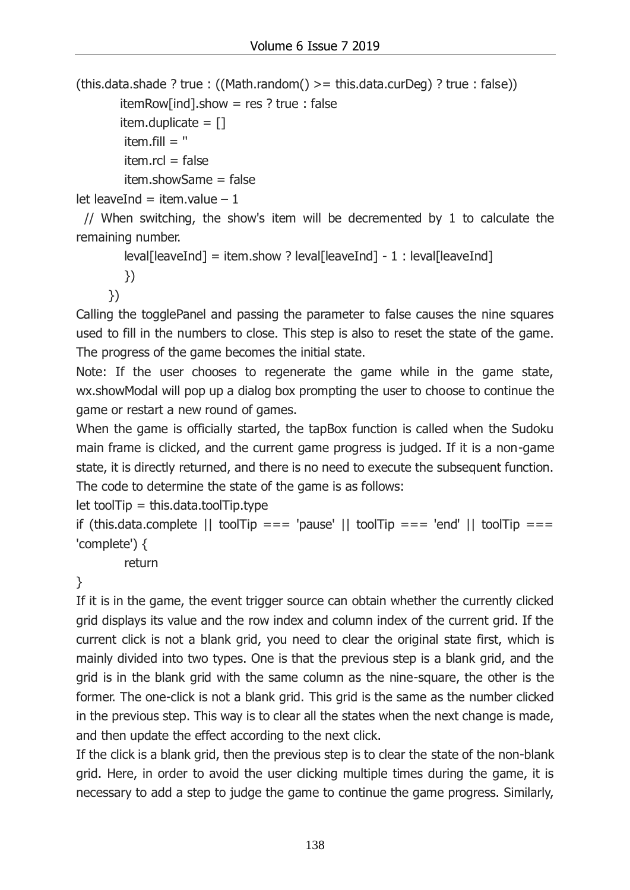```
(this.data.shade ? true : ((Math.random() >= this.data.curDeg) ? true : false))
        itemRow[ind].show = res ? true : false
        item.duplicate = []
         item.fill = ''
         item.rcl = false
         item.showSame = false
let leaveInd = item.value – 1
  // When switching, the show's item will be decremented by 1 to calculate the remaining number.
         leval[leaveInd] = item.show ? leval[leaveInd] - 1 : leval[leaveInd]
         })
      })
```

Calling the togglePanel and passing the parameter to false causes the nine squares used to fill in the numbers to close. This step is also to reset the state of the game. The progress of the game becomes the initial state.

Note: If the user chooses to regenerate the game while in the game state, wx.showModal will pop up a dialog box prompting the user to choose to continue the game or restart a new round of games.

When the game is officially started, the tapBox function is called when the Sudoku main frame is clicked, and the current game progress is judged. If it is a non-game state, it is directly returned, and there is no need to execute the subsequent function. The code to determine the state of the game is as follows:

```
let toolTip = this.data.toolTip.type
if (this.data.complete || toolTip === 'pause' || toolTip === 'end' || toolTip === 'complete') {
         return
}
```

If it is in the game, the event trigger source can obtain whether the currently clicked grid displays its value and the row index and column index of the current grid. If the current click is not a blank grid, you need to clear the original state first, which is mainly divided into two types. One is that the previous step is a blank grid, and the grid is in the blank grid with the same column as the nine-square, the other is the former. The one-click is not a blank grid. This grid is the same as the number clicked in the previous step. This way is to clear all the states when the next change is made, and then update the effect according to the next click.

If the click is a blank grid, then the previous step is to clear the state of the non-blank grid. Here, in order to avoid the user clicking multiple times during the game, it is necessary to add a step to judge the game to continue the game progress. Similarly,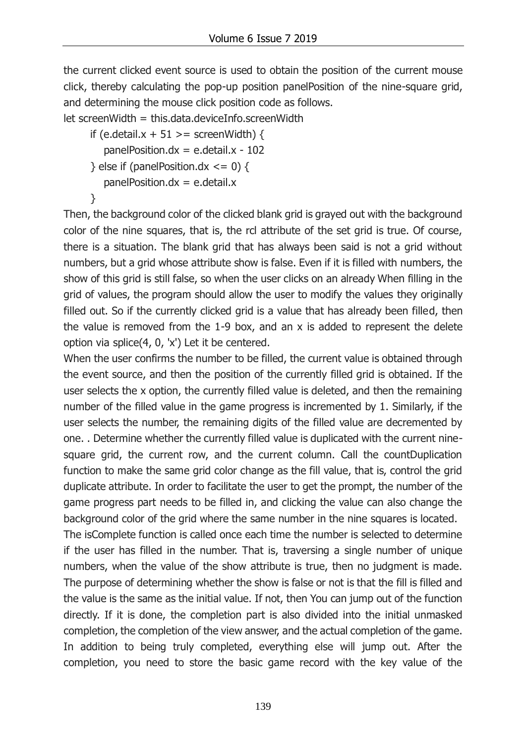the current clicked event source is used to obtain the position of the current mouse click, thereby calculating the pop-up position panelPosition of the nine-square grid, and determining the mouse click position code as follows.

```
let screenWidth = this.data.deviceInfo.screenWidth
    if (e.detail.x + 51 >= screenWidth) {
        panelPosition.dx = e.detail.x - 102
    } else if (panelPosition.dx <= 0) {
        panelPosition.dx = e.detail.x
    }
```

Then, the background color of the clicked blank grid is grayed out with the background color of the nine squares, that is, the rcl attribute of the set grid is true. Of course, there is a situation. The blank grid that has always been said is not a grid without numbers, but a grid whose attribute show is false. Even if it is filled with numbers, the show of this grid is still false, so when the user clicks on an already When filling in the grid of values, the program should allow the user to modify the values they originally filled out. So if the currently clicked grid is a value that has already been filled, then the value is removed from the 1-9 box, and an x is added to represent the delete option via splice(4, 0, 'x') Let it be centered.

When the user confirms the number to be filled, the current value is obtained through the event source, and then the position of the currently filled grid is obtained. If the user selects the x option, the currently filled value is deleted, and then the remaining number of the filled value in the game progress is incremented by 1. Similarly, if the user selects the number, the remaining digits of the filled value are decremented by one. . Determine whether the currently filled value is duplicated with the current nine-square grid, the current row, and the current column. Call the countDuplication function to make the same grid color change as the fill value, that is, control the grid duplicate attribute. In order to facilitate the user to get the prompt, the number of the game progress part needs to be filled in, and clicking the value can also change the background color of the grid where the same number in the nine squares is located.

The isComplete function is called once each time the number is selected to determine if the user has filled in the number. That is, traversing a single number of unique numbers, when the value of the show attribute is true, then no judgment is made. The purpose of determining whether the show is false or not is that the fill is filled and the value is the same as the initial value. If not, then You can jump out of the function directly. If it is done, the completion part is also divided into the initial unmasked completion, the completion of the view answer, and the actual completion of the game. In addition to being truly completed, everything else will jump out. After the completion, you need to store the basic game record with the key value of the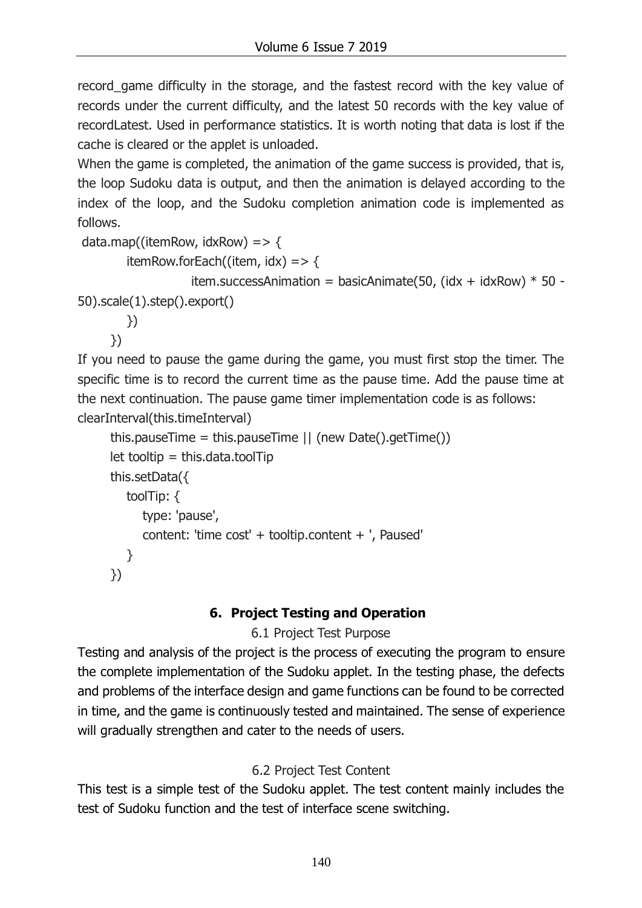record_game difficulty in the storage, and the fastest record with the key value of records under the current difficulty, and the latest 50 records with the key value of recordLatest. Used in performance statistics. It is worth noting that data is lost if the cache is cleared or the applet is unloaded.

When the game is completed, the animation of the game success is provided, that is, the loop Sudoku data is output, and then the animation is delayed according to the index of the loop, and the Sudoku completion animation code is implemented as follows.

```
data.map((itemRow, idxRow) => {
        itemRow.forEach((item, idx) => {
                item.successAnimation = basicAnimate(50, (idx + idxRow) * 50 - 50).scale(1).step().export()
        })
    })
```

If you need to pause the game during the game, you must first stop the timer. The specific time is to record the current time as the pause time. Add the pause time at the next continuation. The pause game timer implementation code is as follows:

```
clearInterval(this.timeInterval)
    this.pauseTime = this.pauseTime || (new Date().getTime())
    let tooltip = this.data.toolTip
    this.setData({
      toolTip: {
        type: 'pause',
        content: 'time cost' + tooltip.content + ', Paused'
      }
    })
```

## 6. Project Testing and Operation

### 6.1 Project Test Purpose

Testing and analysis of the project is the process of executing the program to ensure the complete implementation of the Sudoku applet. In the testing phase, the defects and problems of the interface design and game functions can be found to be corrected in time, and the game is continuously tested and maintained. The sense of experience will gradually strengthen and cater to the needs of users.

### 6.2 Project Test Content

This test is a simple test of the Sudoku applet. The test content mainly includes the test of Sudoku function and the test of interface scene switching.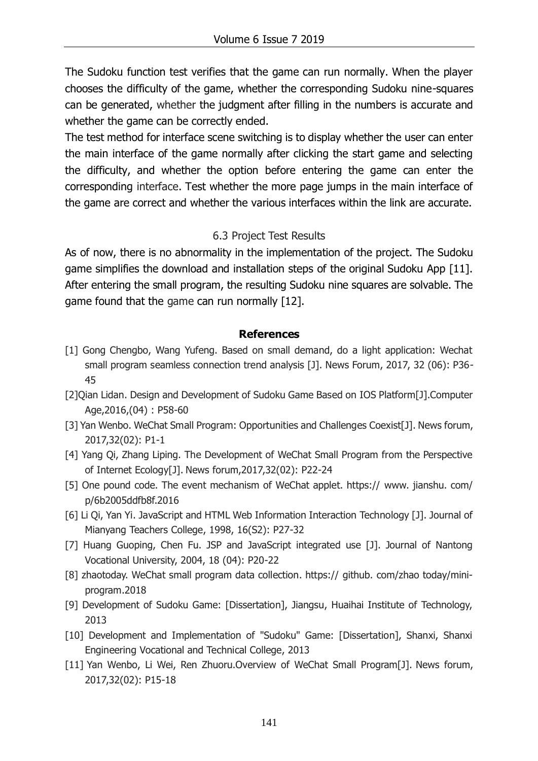The Sudoku function test verifies that the game can run normally. When the player chooses the difficulty of the game, whether the corresponding Sudoku nine-squares can be generated, whether the judgment after filling in the numbers is accurate and whether the game can be correctly ended.

The test method for interface scene switching is to display whether the user can enter the main interface of the game normally after clicking the start game and selecting the difficulty, and whether the option before entering the game can enter the corresponding interface. Test whether the more page jumps in the main interface of the game are correct and whether the various interfaces within the link are accurate.

## 6.3 Project Test Results

As of now, there is no abnormality in the implementation of the project. The Sudoku game simplifies the download and installation steps of the original Sudoku App [11]. After entering the small program, the resulting Sudoku nine squares are solvable. The game found that the game can run normally [12].

## References

[1] Gong Chengbo, Wang Yufeng. Based on small demand, do a light application: Wechat small program seamless connection trend analysis [J]. News Forum, 2017, 32 (06): P36-45

[2]Qian Lidan. Design and Development of Sudoku Game Based on IOS Platform[J].Computer Age,2016,(04) : P58-60

[3] Yan Wenbo. WeChat Small Program: Opportunities and Challenges Coexist[J]. News forum, 2017,32(02): P1-1

[4] Yang Qi, Zhang Liping. The Development of WeChat Small Program from the Perspective of Internet Ecology[J]. News forum,2017,32(02): P22-24

[5] One pound code. The event mechanism of WeChat applet. https:// www. jianshu. com/ p/6b2005ddfb8f.2016

[6] Li Qi, Yan Yi. JavaScript and HTML Web Information Interaction Technology [J]. Journal of Mianyang Teachers College, 1998, 16(S2): P27-32

[7] Huang Guoping, Chen Fu. JSP and JavaScript integrated use [J]. Journal of Nantong Vocational University, 2004, 18 (04): P20-22

[8] zhaotoday. WeChat small program data collection. https:// github. com/zhao today/mini-program.2018

[9] Development of Sudoku Game: [Dissertation], Jiangsu, Huaihai Institute of Technology, 2013

[10] Development and Implementation of "Sudoku" Game: [Dissertation], Shanxi, Shanxi Engineering Vocational and Technical College, 2013

[11] Yan Wenbo, Li Wei, Ren Zhuoru.Overview of WeChat Small Program[J]. News forum, 2017,32(02): P15-18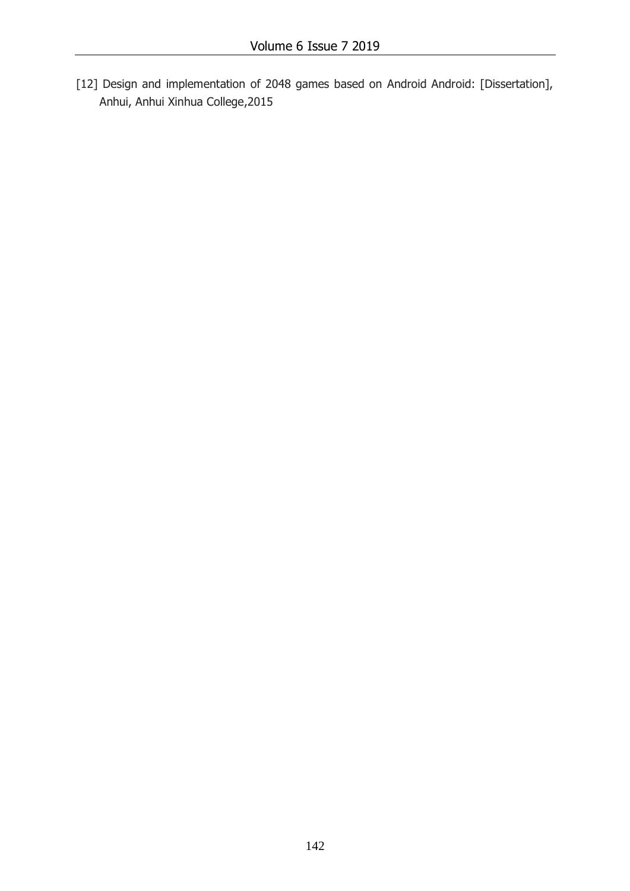[12] Design and implementation of 2048 games based on Android Android: [Dissertation], Anhui, Anhui Xinhua College,2015